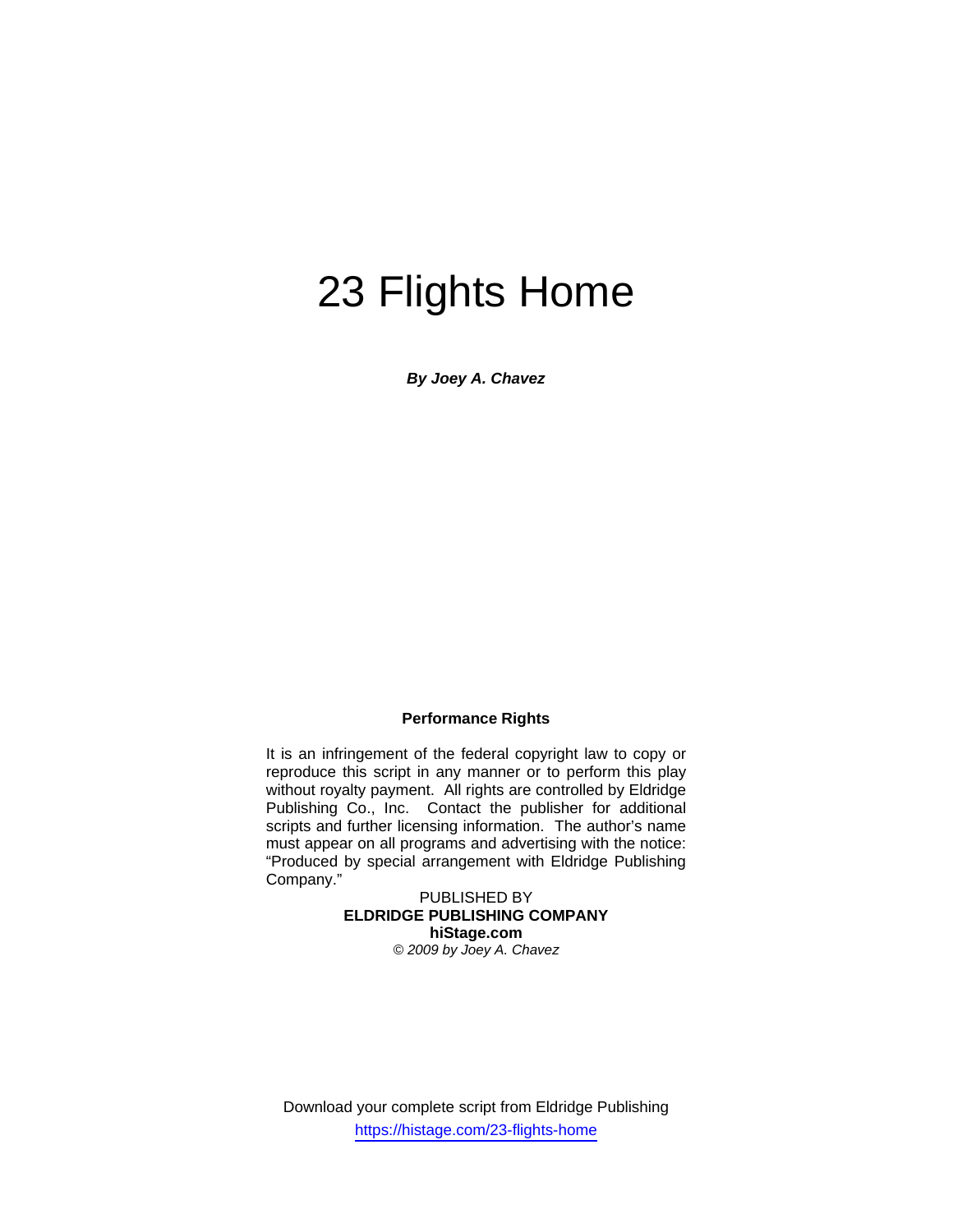# 23 Flights Home

***By Joey A. Chavez***

**Performance Rights**

It is an infringement of the federal copyright law to copy or reproduce this script in any manner or to perform this play without royalty payment. All rights are controlled by Eldridge Publishing Co., Inc. Contact the publisher for additional scripts and further licensing information. The author's name must appear on all programs and advertising with the notice: "Produced by special arrangement with Eldridge Publishing Company."

PUBLISHED BY
**ELDRIDGE PUBLISHING COMPANY**
**hiStage.com**
*© 2009 by Joey A. Chavez*

Download your complete script from Eldridge Publishing
https://histage.com/23-flights-home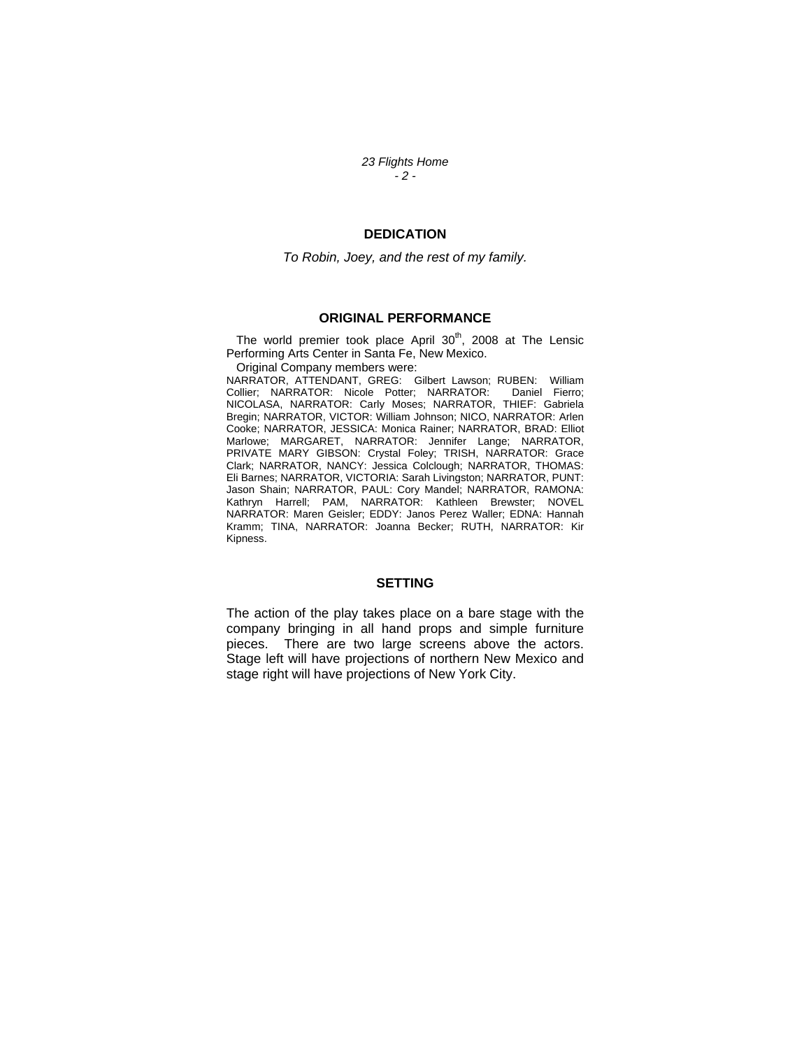## DEDICATION

*To Robin, Joey, and the rest of my family.*

## ORIGINAL PERFORMANCE

The world premier took place April 30th, 2008 at The Lensic Performing Arts Center in Santa Fe, New Mexico.

Original Company members were:

NARRATOR, ATTENDANT, GREG: Gilbert Lawson; RUBEN: William Collier; NARRATOR: Nicole Potter; NARRATOR: Daniel Fierro; NICOLASA, NARRATOR: Carly Moses; NARRATOR, THIEF: Gabriela Bregin; NARRATOR, VICTOR: William Johnson; NICO, NARRATOR: Arlen Cooke; NARRATOR, JESSICA: Monica Rainer; NARRATOR, BRAD: Elliot Marlowe; MARGARET, NARRATOR: Jennifer Lange; NARRATOR, PRIVATE MARY GIBSON: Crystal Foley; TRISH, NARRATOR: Grace Clark; NARRATOR, NANCY: Jessica Colclough; NARRATOR, THOMAS: Eli Barnes; NARRATOR, VICTORIA: Sarah Livingston; NARRATOR, PUNT: Jason Shain; NARRATOR, PAUL: Cory Mandel; NARRATOR, RAMONA: Kathryn Harrell; PAM, NARRATOR: Kathleen Brewster; NOVEL NARRATOR: Maren Geisler; EDDY: Janos Perez Waller; EDNA: Hannah Kramm; TINA, NARRATOR: Joanna Becker; RUTH, NARRATOR: Kir Kipness.

## SETTING

The action of the play takes place on a bare stage with the company bringing in all hand props and simple furniture pieces. There are two large screens above the actors. Stage left will have projections of northern New Mexico and stage right will have projections of New York City.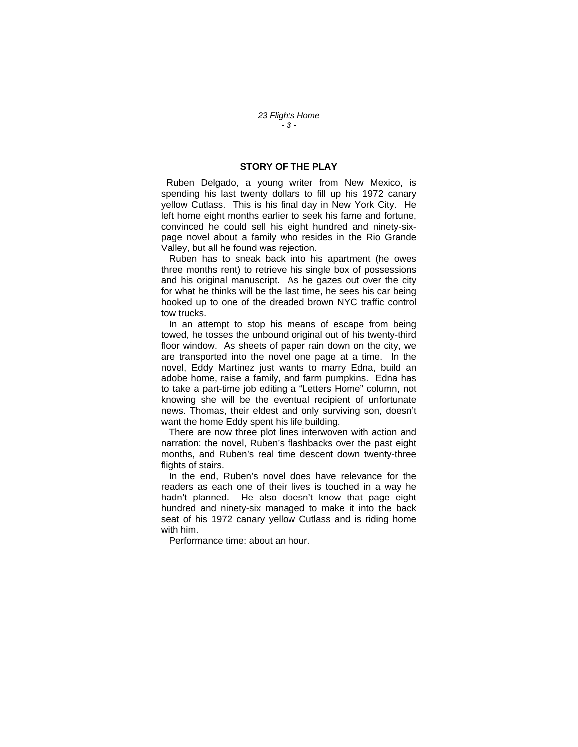## STORY OF THE PLAY

Ruben Delgado, a young writer from New Mexico, is spending his last twenty dollars to fill up his 1972 canary yellow Cutlass. This is his final day in New York City. He left home eight months earlier to seek his fame and fortune, convinced he could sell his eight hundred and ninety-six-page novel about a family who resides in the Rio Grande Valley, but all he found was rejection.

Ruben has to sneak back into his apartment (he owes three months rent) to retrieve his single box of possessions and his original manuscript. As he gazes out over the city for what he thinks will be the last time, he sees his car being hooked up to one of the dreaded brown NYC traffic control tow trucks.

In an attempt to stop his means of escape from being towed, he tosses the unbound original out of his twenty-third floor window. As sheets of paper rain down on the city, we are transported into the novel one page at a time. In the novel, Eddy Martinez just wants to marry Edna, build an adobe home, raise a family, and farm pumpkins. Edna has to take a part-time job editing a "Letters Home" column, not knowing she will be the eventual recipient of unfortunate news. Thomas, their eldest and only surviving son, doesn't want the home Eddy spent his life building.

There are now three plot lines interwoven with action and narration: the novel, Ruben's flashbacks over the past eight months, and Ruben's real time descent down twenty-three flights of stairs.

In the end, Ruben's novel does have relevance for the readers as each one of their lives is touched in a way he hadn't planned. He also doesn't know that page eight hundred and ninety-six managed to make it into the back seat of his 1972 canary yellow Cutlass and is riding home with him.

Performance time: about an hour.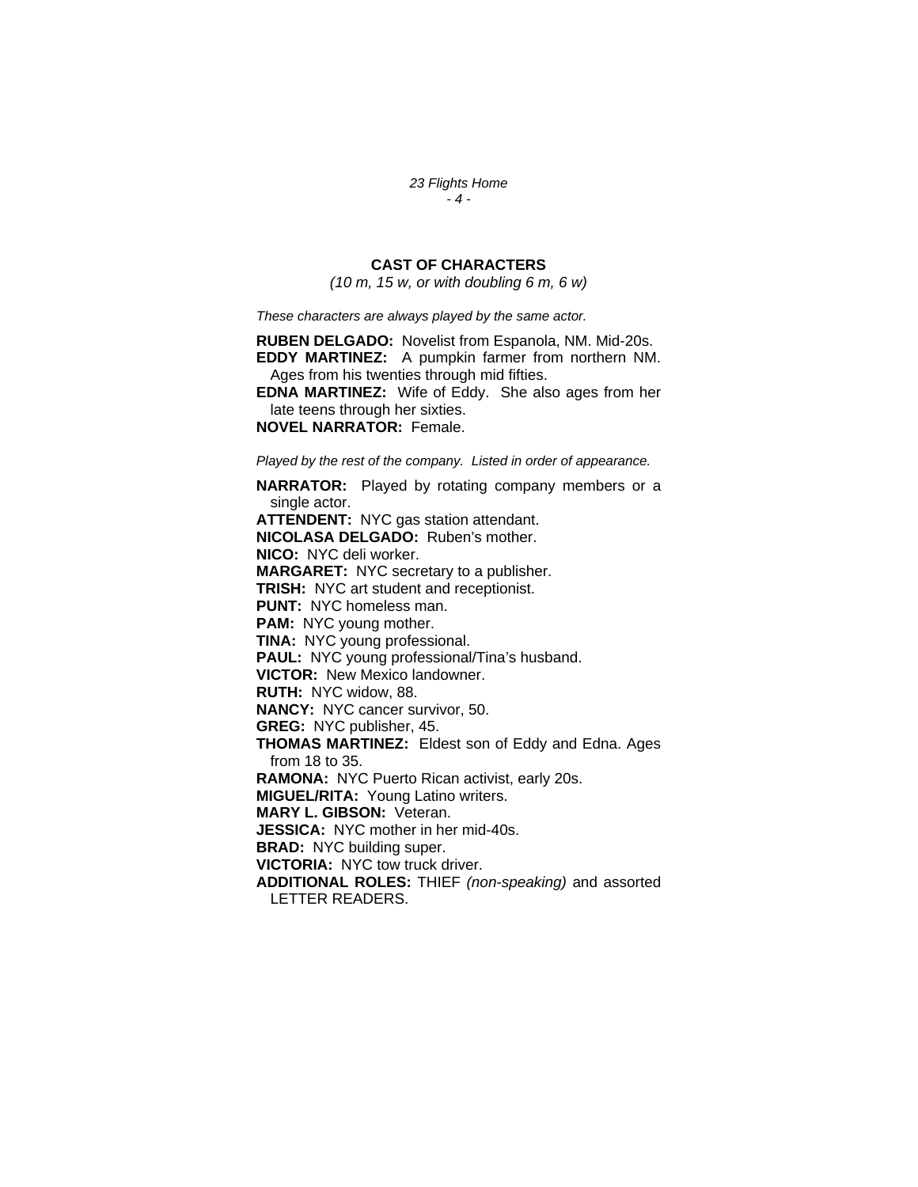## CAST OF CHARACTERS

*(10 m, 15 w, or with doubling 6 m, 6 w)*

*These characters are always played by the same actor.*

**RUBEN DELGADO:** Novelist from Espanola, NM. Mid-20s.
**EDDY MARTINEZ:** A pumpkin farmer from northern NM. Ages from his twenties through mid fifties.
**EDNA MARTINEZ:** Wife of Eddy. She also ages from her late teens through her sixties.
**NOVEL NARRATOR:** Female.

*Played by the rest of the company. Listed in order of appearance.*

**NARRATOR:** Played by rotating company members or a single actor.
**ATTENDENT:** NYC gas station attendant.
**NICOLASA DELGADO:** Ruben's mother.
**NICO:** NYC deli worker.
**MARGARET:** NYC secretary to a publisher.
**TRISH:** NYC art student and receptionist.
**PUNT:** NYC homeless man.
**PAM:** NYC young mother.
**TINA:** NYC young professional.
**PAUL:** NYC young professional/Tina's husband.
**VICTOR:** New Mexico landowner.
**RUTH:** NYC widow, 88.
**NANCY:** NYC cancer survivor, 50.
**GREG:** NYC publisher, 45.
**THOMAS MARTINEZ:** Eldest son of Eddy and Edna. Ages from 18 to 35.
**RAMONA:** NYC Puerto Rican activist, early 20s.
**MIGUEL/RITA:** Young Latino writers.
**MARY L. GIBSON:** Veteran.
**JESSICA:** NYC mother in her mid-40s.
**BRAD:** NYC building super.
**VICTORIA:** NYC tow truck driver.
**ADDITIONAL ROLES:** THIEF *(non-speaking)* and assorted LETTER READERS.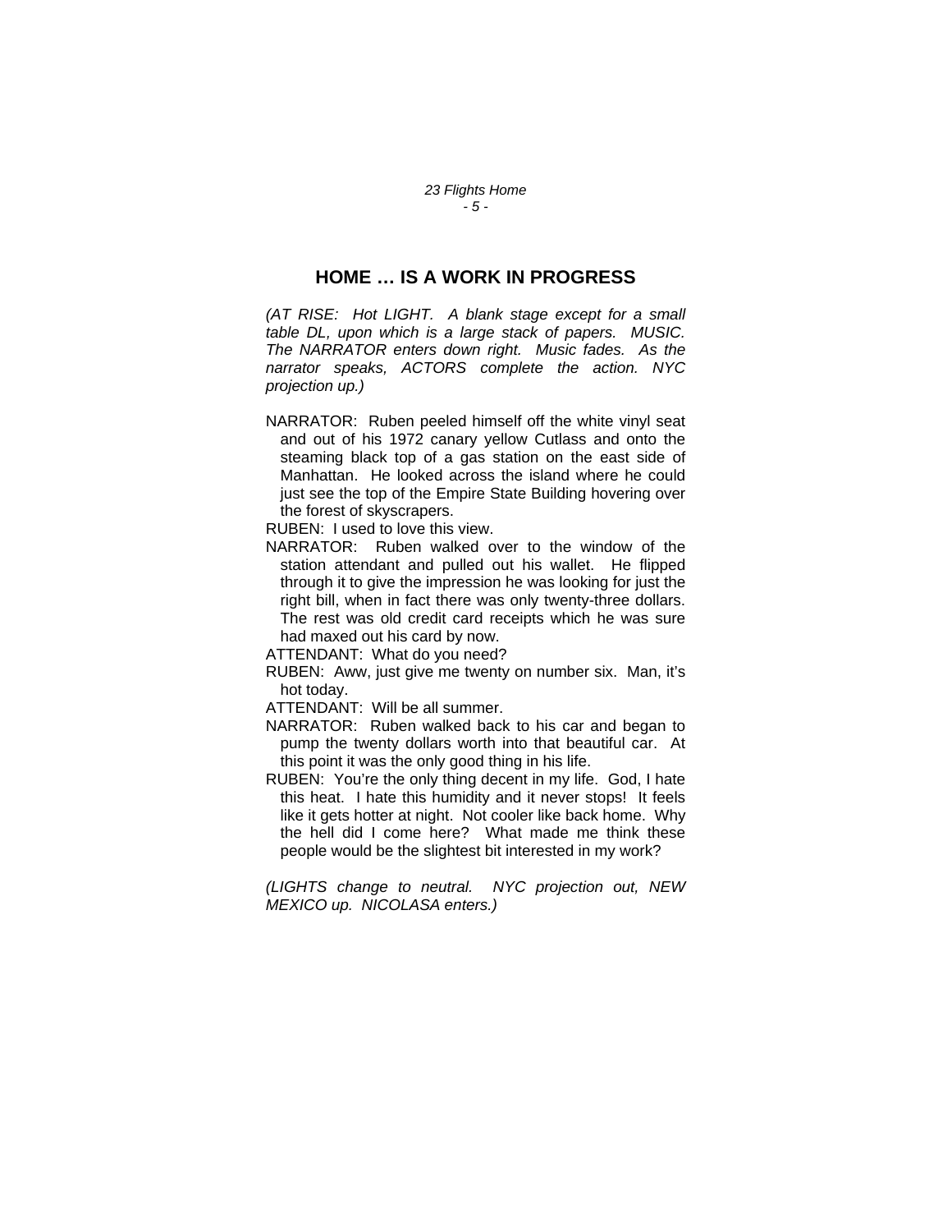## HOME … IS A WORK IN PROGRESS

*(AT RISE: Hot LIGHT. A blank stage except for a small table DL, upon which is a large stack of papers. MUSIC. The NARRATOR enters down right. Music fades. As the narrator speaks, ACTORS complete the action. NYC projection up.)*

NARRATOR: Ruben peeled himself off the white vinyl seat and out of his 1972 canary yellow Cutlass and onto the steaming black top of a gas station on the east side of Manhattan. He looked across the island where he could just see the top of the Empire State Building hovering over the forest of skyscrapers.

RUBEN: I used to love this view.

NARRATOR: Ruben walked over to the window of the station attendant and pulled out his wallet. He flipped through it to give the impression he was looking for just the right bill, when in fact there was only twenty-three dollars. The rest was old credit card receipts which he was sure had maxed out his card by now.

ATTENDANT: What do you need?

RUBEN: Aww, just give me twenty on number six. Man, it's hot today.

ATTENDANT: Will be all summer.

NARRATOR: Ruben walked back to his car and began to pump the twenty dollars worth into that beautiful car. At this point it was the only good thing in his life.

RUBEN: You're the only thing decent in my life. God, I hate this heat. I hate this humidity and it never stops! It feels like it gets hotter at night. Not cooler like back home. Why the hell did I come here? What made me think these people would be the slightest bit interested in my work?

*(LIGHTS change to neutral. NYC projection out, NEW MEXICO up. NICOLASA enters.)*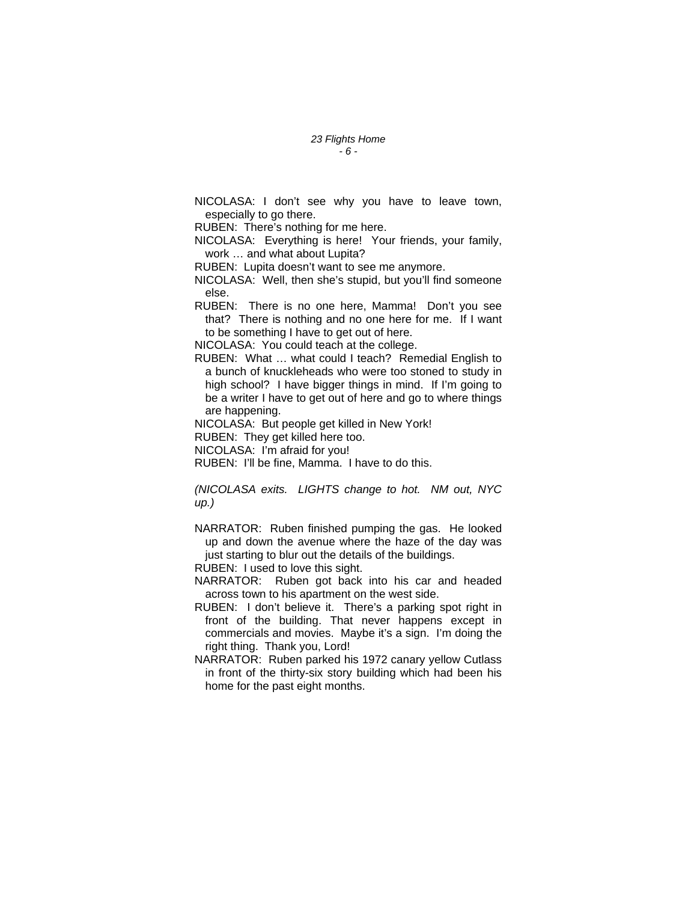NICOLASA: I don't see why you have to leave town, especially to go there.

RUBEN: There's nothing for me here.

NICOLASA: Everything is here! Your friends, your family, work … and what about Lupita?

RUBEN: Lupita doesn't want to see me anymore.

NICOLASA: Well, then she's stupid, but you'll find someone else.

RUBEN: There is no one here, Mamma! Don't you see that? There is nothing and no one here for me. If I want to be something I have to get out of here.

NICOLASA: You could teach at the college.

RUBEN: What … what could I teach? Remedial English to a bunch of knuckleheads who were too stoned to study in high school? I have bigger things in mind. If I'm going to be a writer I have to get out of here and go to where things are happening.

NICOLASA: But people get killed in New York!

RUBEN: They get killed here too.

NICOLASA: I'm afraid for you!

RUBEN: I'll be fine, Mamma. I have to do this.

*(NICOLASA exits. LIGHTS change to hot. NM out, NYC up.)*

NARRATOR: Ruben finished pumping the gas. He looked up and down the avenue where the haze of the day was just starting to blur out the details of the buildings.

RUBEN: I used to love this sight.

NARRATOR: Ruben got back into his car and headed across town to his apartment on the west side.

RUBEN: I don't believe it. There's a parking spot right in front of the building. That never happens except in commercials and movies. Maybe it's a sign. I'm doing the right thing. Thank you, Lord!

NARRATOR: Ruben parked his 1972 canary yellow Cutlass in front of the thirty-six story building which had been his home for the past eight months.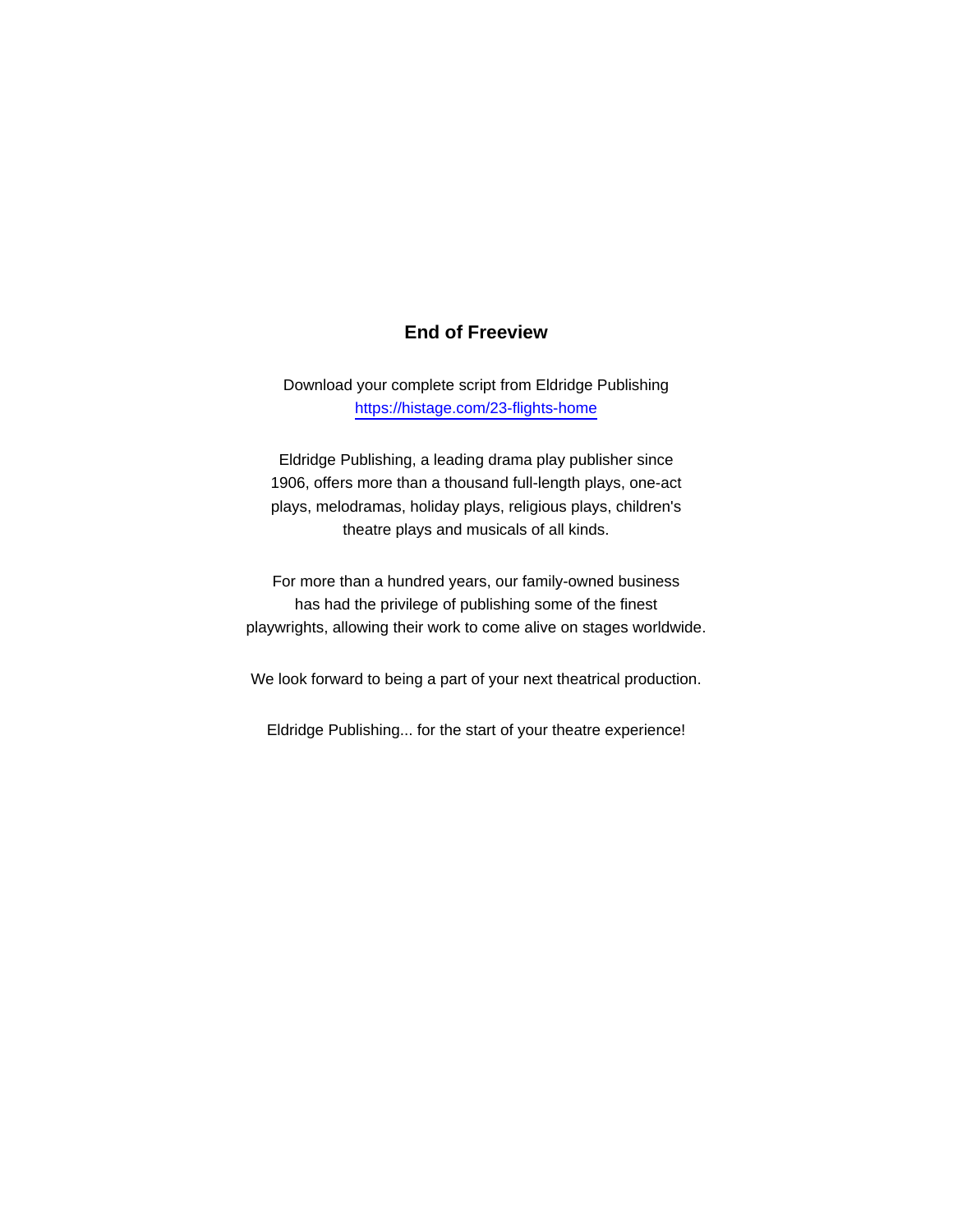## End of Freeview

Download your complete script from Eldridge Publishing
https://histage.com/23-flights-home

Eldridge Publishing, a leading drama play publisher since 1906, offers more than a thousand full-length plays, one-act plays, melodramas, holiday plays, religious plays, children's theatre plays and musicals of all kinds.

For more than a hundred years, our family-owned business has had the privilege of publishing some of the finest playwrights, allowing their work to come alive on stages worldwide.

We look forward to being a part of your next theatrical production.

Eldridge Publishing... for the start of your theatre experience!